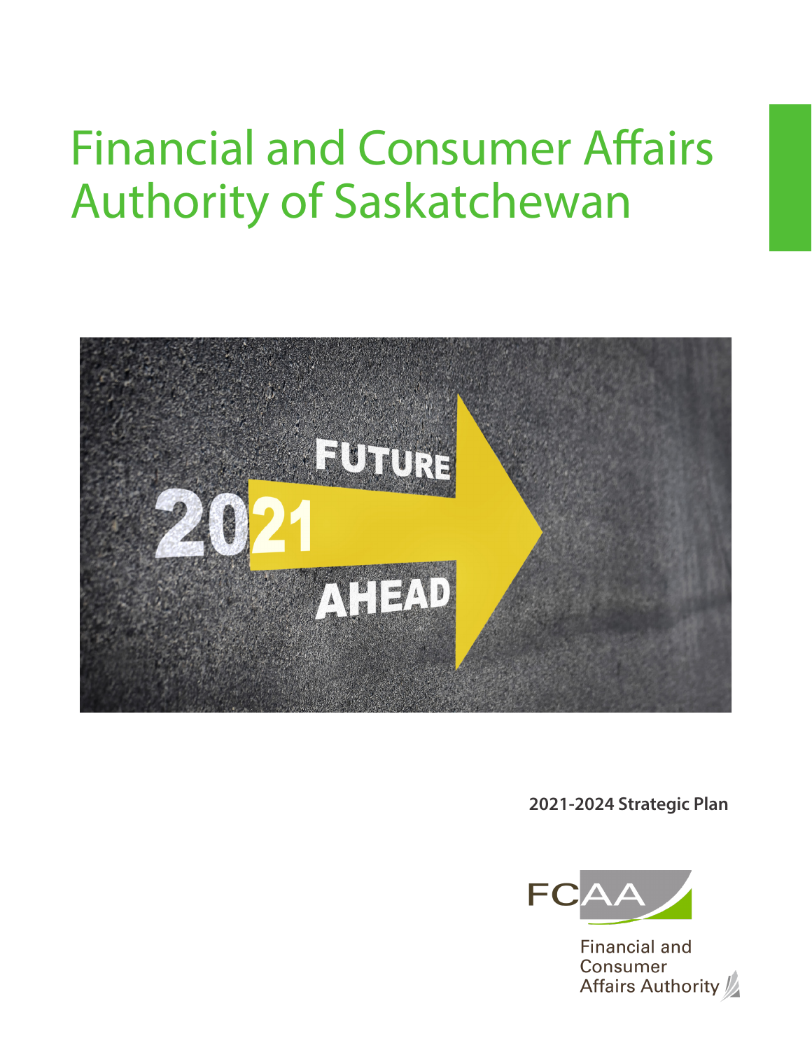# Financial and Consumer Affairs Authority of Saskatchewan

**2021-2024 Strategic Plan**

FCAA

Financial and Consumer Affairs Authority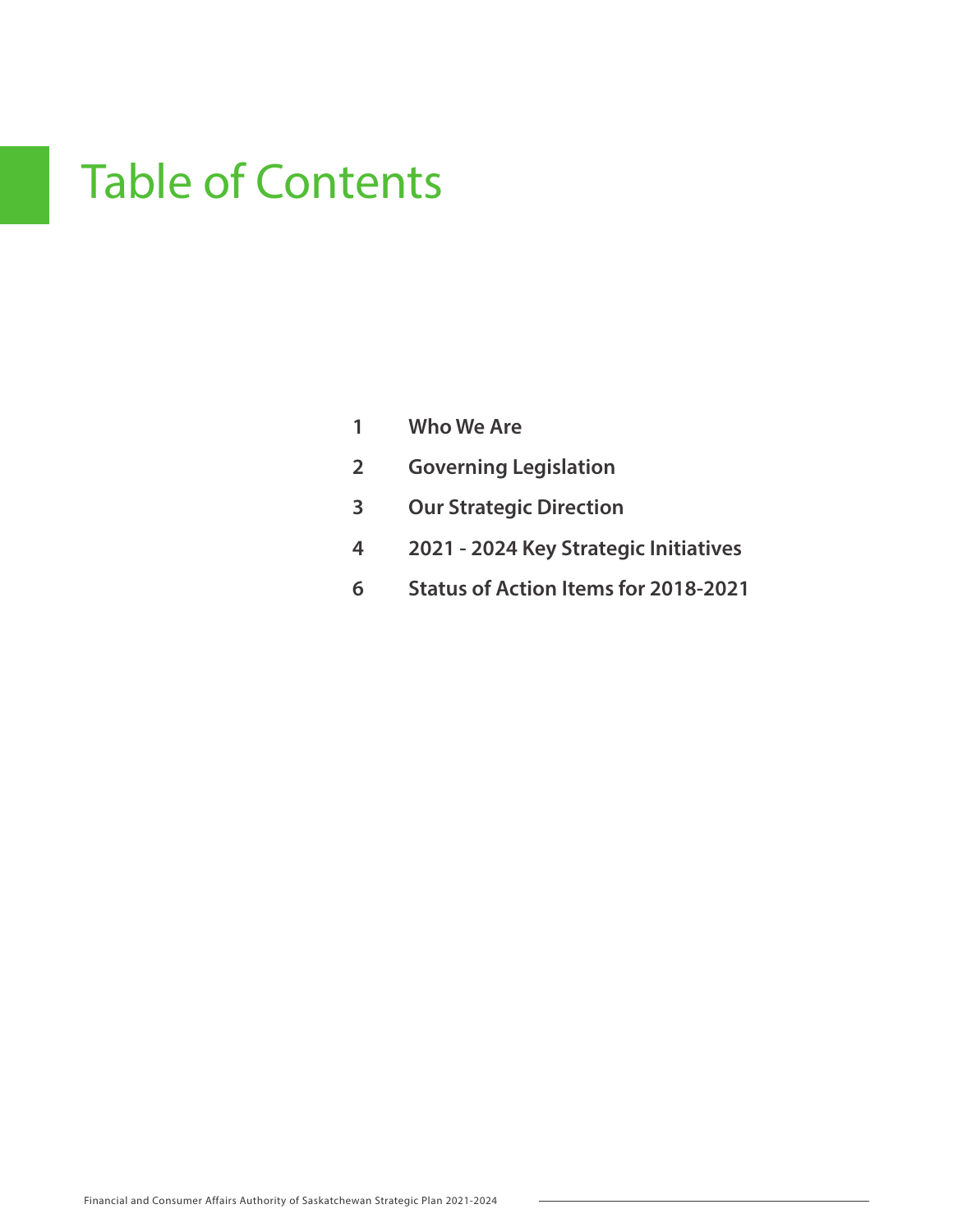# Table of Contents

| | |
|---|---|
| 1 | **Who We Are** |
| 2 | **Governing Legislation** |
| 3 | **Our Strategic Direction** |
| 4 | **2021 - 2024 Key Strategic Initiatives** |
| 6 | **Status of Action Items for 2018-2021** |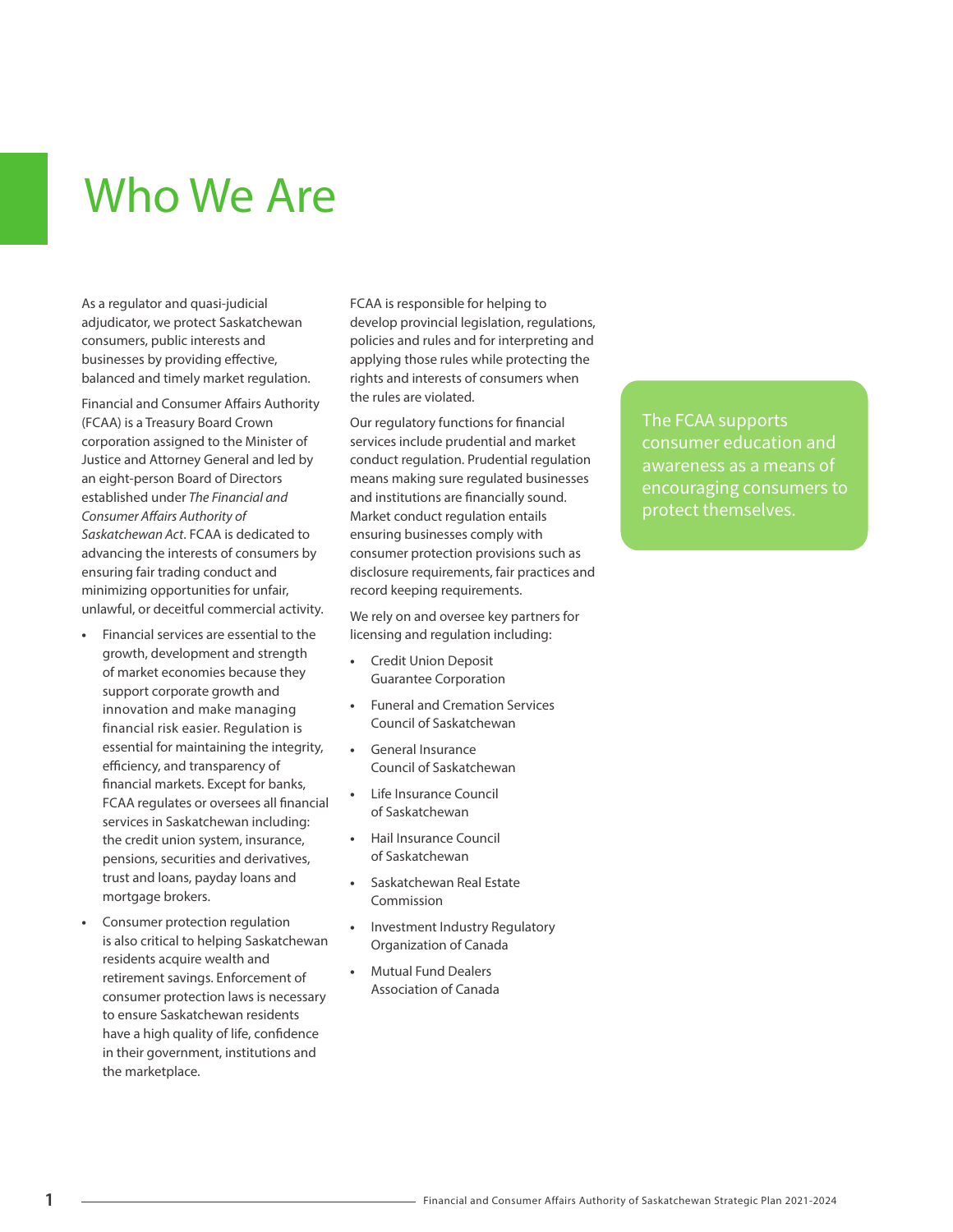# Who We Are

As a regulator and quasi-judicial adjudicator, we protect Saskatchewan consumers, public interests and businesses by providing effective, balanced and timely market regulation.

Financial and Consumer Affairs Authority (FCAA) is a Treasury Board Crown corporation assigned to the Minister of Justice and Attorney General and led by an eight-person Board of Directors established under *The Financial and Consumer Affairs Authority of Saskatchewan Act*. FCAA is dedicated to advancing the interests of consumers by ensuring fair trading conduct and minimizing opportunities for unfair, unlawful, or deceitful commercial activity.

- Financial services are essential to the growth, development and strength of market economies because they support corporate growth and innovation and make managing financial risk easier. Regulation is essential for maintaining the integrity, efficiency, and transparency of financial markets. Except for banks, FCAA regulates or oversees all financial services in Saskatchewan including: the credit union system, insurance, pensions, securities and derivatives, trust and loans, payday loans and mortgage brokers.
- Consumer protection regulation is also critical to helping Saskatchewan residents acquire wealth and retirement savings. Enforcement of consumer protection laws is necessary to ensure Saskatchewan residents have a high quality of life, confidence in their government, institutions and the marketplace.

FCAA is responsible for helping to develop provincial legislation, regulations, policies and rules and for interpreting and applying those rules while protecting the rights and interests of consumers when the rules are violated.

Our regulatory functions for financial services include prudential and market conduct regulation. Prudential regulation means making sure regulated businesses and institutions are financially sound. Market conduct regulation entails ensuring businesses comply with consumer protection provisions such as disclosure requirements, fair practices and record keeping requirements.

We rely on and oversee key partners for licensing and regulation including:

- Credit Union Deposit Guarantee Corporation
- Funeral and Cremation Services Council of Saskatchewan
- General Insurance Council of Saskatchewan
- Life Insurance Council of Saskatchewan
- Hail Insurance Council of Saskatchewan
- Saskatchewan Real Estate Commission
- Investment Industry Regulatory Organization of Canada
- Mutual Fund Dealers Association of Canada

The FCAA supports consumer education and awareness as a means of encouraging consumers to protect themselves.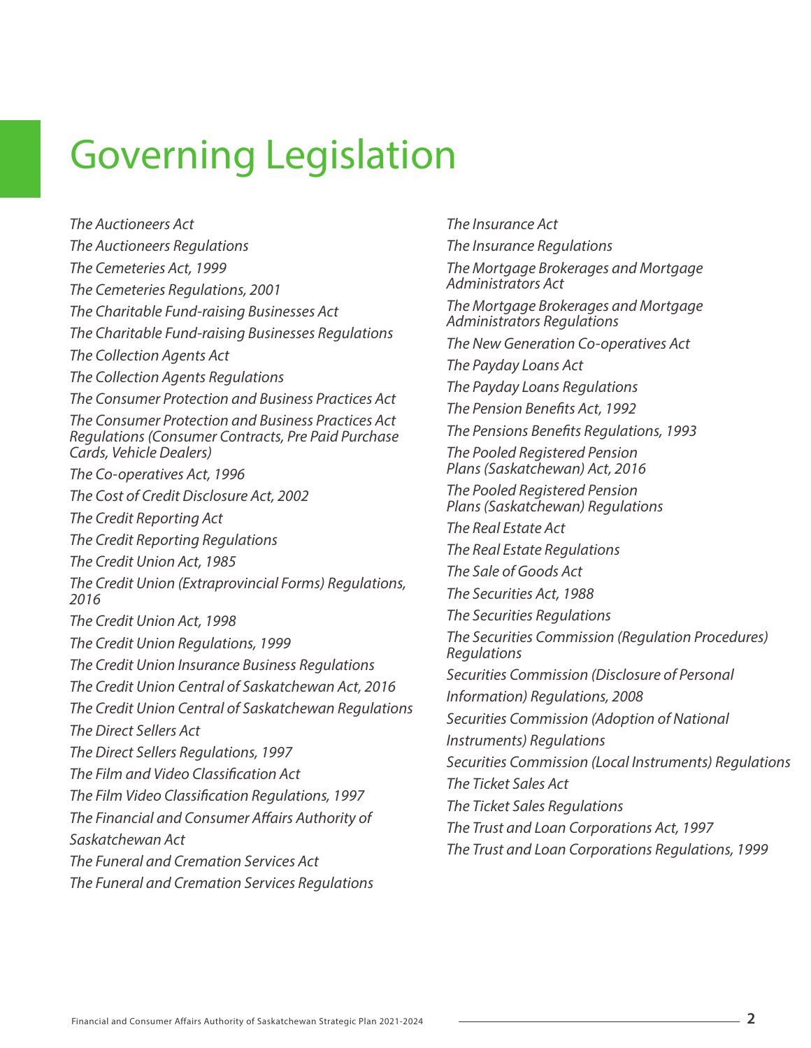# Governing Legislation

*The Auctioneers Act*

*The Auctioneers Regulations*

*The Cemeteries Act, 1999*

*The Cemeteries Regulations, 2001*

*The Charitable Fund-raising Businesses Act*

*The Charitable Fund-raising Businesses Regulations*

*The Collection Agents Act*

*The Collection Agents Regulations*

*The Consumer Protection and Business Practices Act*

*The Consumer Protection and Business Practices Act Regulations (Consumer Contracts, Pre Paid Purchase Cards, Vehicle Dealers)*

*The Co-operatives Act, 1996*

*The Cost of Credit Disclosure Act, 2002*

*The Credit Reporting Act*

*The Credit Reporting Regulations*

*The Credit Union Act, 1985*

*The Credit Union (Extraprovincial Forms) Regulations, 2016*

*The Credit Union Act, 1998*

*The Credit Union Regulations, 1999*

*The Credit Union Insurance Business Regulations*

*The Credit Union Central of Saskatchewan Act, 2016*

*The Credit Union Central of Saskatchewan Regulations*

*The Direct Sellers Act*

*The Direct Sellers Regulations, 1997*

*The Film and Video Classification Act*

*The Film Video Classification Regulations, 1997*

*The Financial and Consumer Affairs Authority of Saskatchewan Act*

*The Funeral and Cremation Services Act*

*The Funeral and Cremation Services Regulations*

*The Insurance Act*

*The Insurance Regulations*

*The Mortgage Brokerages and Mortgage Administrators Act*

*The Mortgage Brokerages and Mortgage Administrators Regulations*

*The New Generation Co-operatives Act*

*The Payday Loans Act*

*The Payday Loans Regulations*

*The Pension Benefits Act, 1992*

*The Pensions Benefits Regulations, 1993*

*The Pooled Registered Pension Plans (Saskatchewan) Act, 2016*

*The Pooled Registered Pension Plans (Saskatchewan) Regulations*

*The Real Estate Act*

*The Real Estate Regulations*

*The Sale of Goods Act*

*The Securities Act, 1988*

*The Securities Regulations*

*The Securities Commission (Regulation Procedures) Regulations*

*Securities Commission (Disclosure of Personal Information) Regulations, 2008*

*Securities Commission (Adoption of National Instruments) Regulations*

*Securities Commission (Local Instruments) Regulations*

*The Ticket Sales Act*

*The Ticket Sales Regulations*

*The Trust and Loan Corporations Act, 1997*

*The Trust and Loan Corporations Regulations, 1999*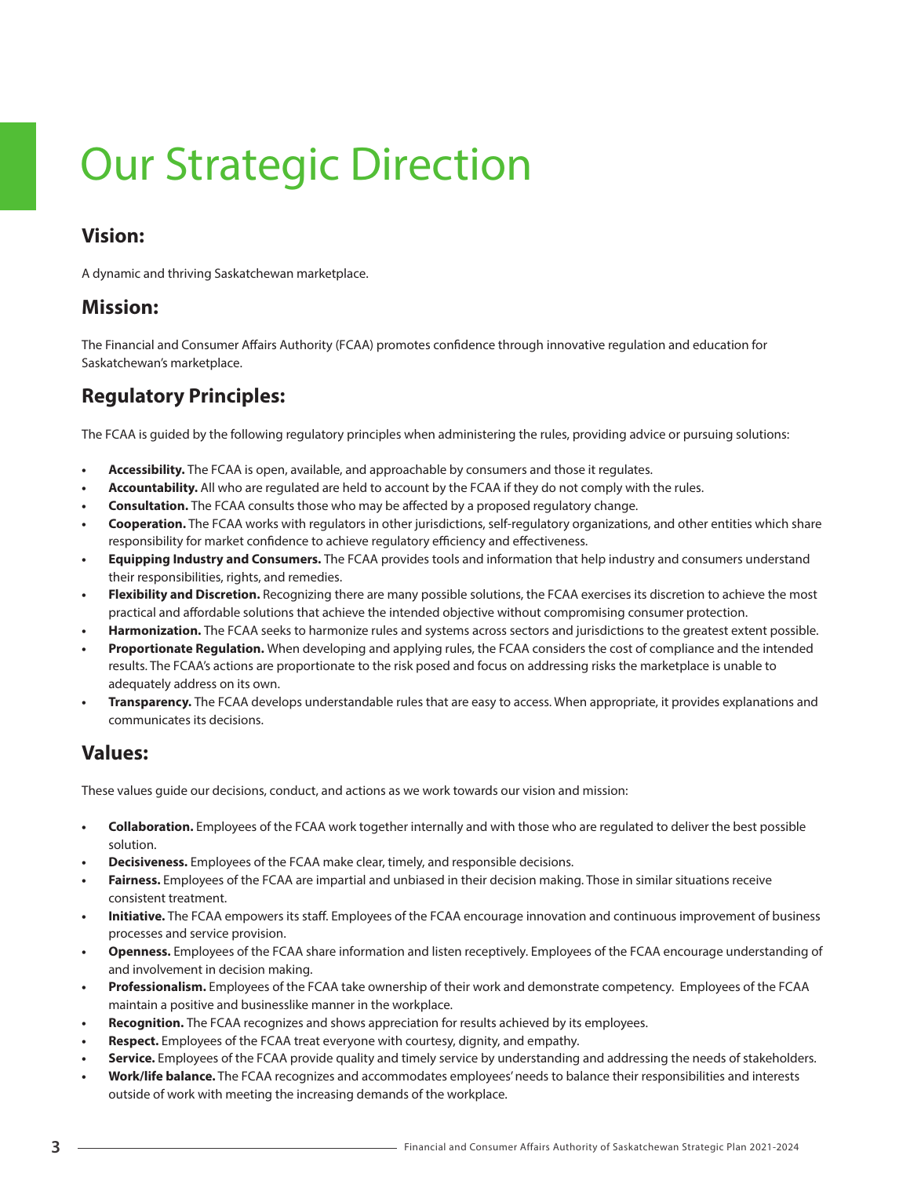# Our Strategic Direction

## Vision:

A dynamic and thriving Saskatchewan marketplace.

## Mission:

The Financial and Consumer Affairs Authority (FCAA) promotes confidence through innovative regulation and education for Saskatchewan's marketplace.

## Regulatory Principles:

The FCAA is guided by the following regulatory principles when administering the rules, providing advice or pursuing solutions:

- **Accessibility.** The FCAA is open, available, and approachable by consumers and those it regulates.
- **Accountability.** All who are regulated are held to account by the FCAA if they do not comply with the rules.
- **Consultation.** The FCAA consults those who may be affected by a proposed regulatory change.
- **Cooperation.** The FCAA works with regulators in other jurisdictions, self-regulatory organizations, and other entities which share responsibility for market confidence to achieve regulatory efficiency and effectiveness.
- **Equipping Industry and Consumers.** The FCAA provides tools and information that help industry and consumers understand their responsibilities, rights, and remedies.
- **Flexibility and Discretion.** Recognizing there are many possible solutions, the FCAA exercises its discretion to achieve the most practical and affordable solutions that achieve the intended objective without compromising consumer protection.
- **Harmonization.** The FCAA seeks to harmonize rules and systems across sectors and jurisdictions to the greatest extent possible.
- **Proportionate Regulation.** When developing and applying rules, the FCAA considers the cost of compliance and the intended results. The FCAA's actions are proportionate to the risk posed and focus on addressing risks the marketplace is unable to adequately address on its own.
- **Transparency.** The FCAA develops understandable rules that are easy to access. When appropriate, it provides explanations and communicates its decisions.

## Values:

These values guide our decisions, conduct, and actions as we work towards our vision and mission:

- **Collaboration.** Employees of the FCAA work together internally and with those who are regulated to deliver the best possible solution.
- **Decisiveness.** Employees of the FCAA make clear, timely, and responsible decisions.
- **Fairness.** Employees of the FCAA are impartial and unbiased in their decision making. Those in similar situations receive consistent treatment.
- **Initiative.** The FCAA empowers its staff. Employees of the FCAA encourage innovation and continuous improvement of business processes and service provision.
- **Openness.** Employees of the FCAA share information and listen receptively. Employees of the FCAA encourage understanding of and involvement in decision making.
- **Professionalism.** Employees of the FCAA take ownership of their work and demonstrate competency. Employees of the FCAA maintain a positive and businesslike manner in the workplace.
- **Recognition.** The FCAA recognizes and shows appreciation for results achieved by its employees.
- **Respect.** Employees of the FCAA treat everyone with courtesy, dignity, and empathy.
- **Service.** Employees of the FCAA provide quality and timely service by understanding and addressing the needs of stakeholders.
- **Work/life balance.** The FCAA recognizes and accommodates employees' needs to balance their responsibilities and interests outside of work with meeting the increasing demands of the workplace.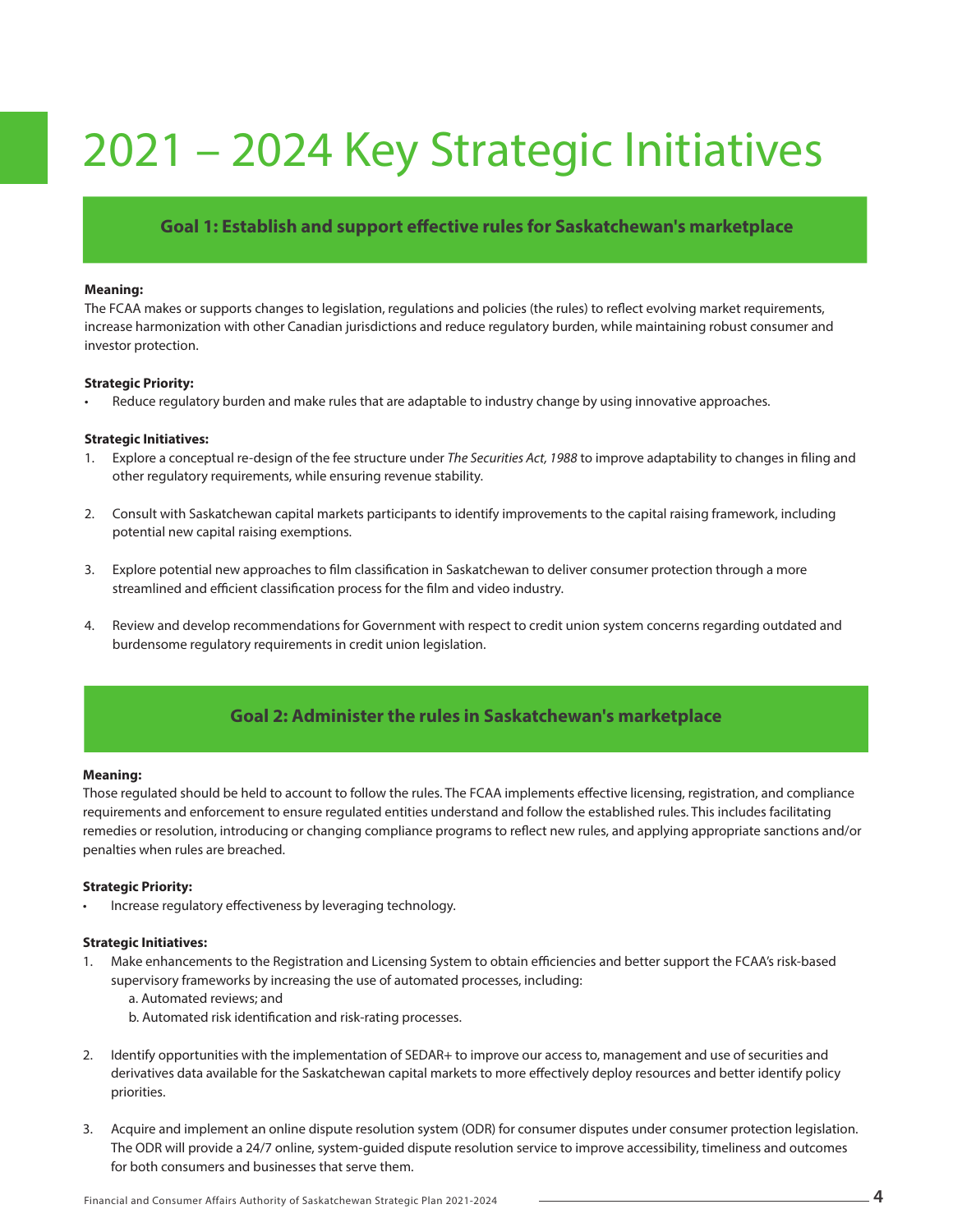# 2021 – 2024 Key Strategic Initiatives

## Goal 1: Establish and support effective rules for Saskatchewan's marketplace

**Meaning:**

The FCAA makes or supports changes to legislation, regulations and policies (the rules) to reflect evolving market requirements, increase harmonization with other Canadian jurisdictions and reduce regulatory burden, while maintaining robust consumer and investor protection.

**Strategic Priority:**

- Reduce regulatory burden and make rules that are adaptable to industry change by using innovative approaches.

**Strategic Initiatives:**

1. Explore a conceptual re-design of the fee structure under *The Securities Act, 1988* to improve adaptability to changes in filing and other regulatory requirements, while ensuring revenue stability.

2. Consult with Saskatchewan capital markets participants to identify improvements to the capital raising framework, including potential new capital raising exemptions.

3. Explore potential new approaches to film classification in Saskatchewan to deliver consumer protection through a more streamlined and efficient classification process for the film and video industry.

4. Review and develop recommendations for Government with respect to credit union system concerns regarding outdated and burdensome regulatory requirements in credit union legislation.

## Goal 2: Administer the rules in Saskatchewan's marketplace

**Meaning:**

Those regulated should be held to account to follow the rules. The FCAA implements effective licensing, registration, and compliance requirements and enforcement to ensure regulated entities understand and follow the established rules. This includes facilitating remedies or resolution, introducing or changing compliance programs to reflect new rules, and applying appropriate sanctions and/or penalties when rules are breached.

**Strategic Priority:**

- Increase regulatory effectiveness by leveraging technology.

**Strategic Initiatives:**

1. Make enhancements to the Registration and Licensing System to obtain efficiencies and better support the FCAA's risk-based supervisory frameworks by increasing the use of automated processes, including:
   a. Automated reviews; and
   b. Automated risk identification and risk-rating processes.

2. Identify opportunities with the implementation of SEDAR+ to improve our access to, management and use of securities and derivatives data available for the Saskatchewan capital markets to more effectively deploy resources and better identify policy priorities.

3. Acquire and implement an online dispute resolution system (ODR) for consumer disputes under consumer protection legislation. The ODR will provide a 24/7 online, system-guided dispute resolution service to improve accessibility, timeliness and outcomes for both consumers and businesses that serve them.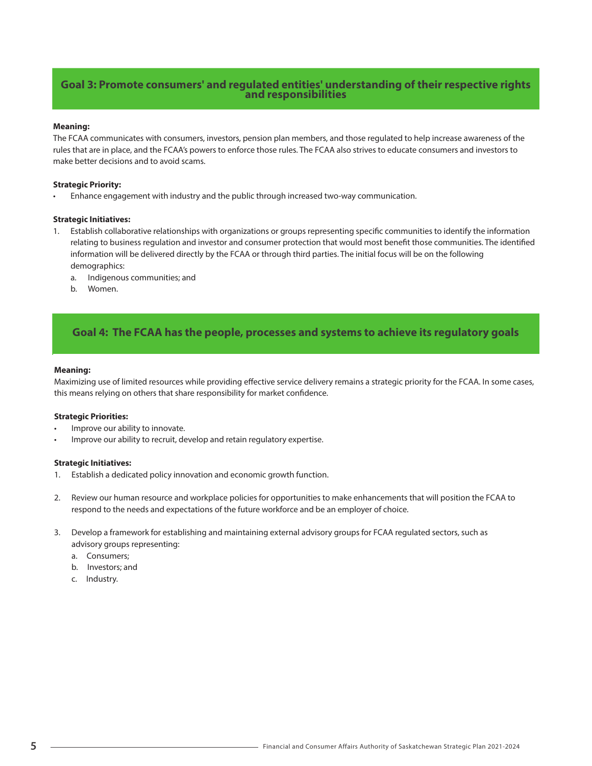## Goal 3: Promote consumers' and regulated entities' understanding of their respective rights and responsibilities

**Meaning:**

The FCAA communicates with consumers, investors, pension plan members, and those regulated to help increase awareness of the rules that are in place, and the FCAA's powers to enforce those rules. The FCAA also strives to educate consumers and investors to make better decisions and to avoid scams.

**Strategic Priority:**

- Enhance engagement with industry and the public through increased two-way communication.

**Strategic Initiatives:**

1. Establish collaborative relationships with organizations or groups representing specific communities to identify the information relating to business regulation and investor and consumer protection that would most benefit those communities. The identified information will be delivered directly by the FCAA or through third parties. The initial focus will be on the following demographics:
   a. Indigenous communities; and
   b. Women.

## Goal 4: The FCAA has the people, processes and systems to achieve its regulatory goals

**Meaning:**

Maximizing use of limited resources while providing effective service delivery remains a strategic priority for the FCAA. In some cases, this means relying on others that share responsibility for market confidence.

**Strategic Priorities:**

- Improve our ability to innovate.
- Improve our ability to recruit, develop and retain regulatory expertise.

**Strategic Initiatives:**

1. Establish a dedicated policy innovation and economic growth function.

2. Review our human resource and workplace policies for opportunities to make enhancements that will position the FCAA to respond to the needs and expectations of the future workforce and be an employer of choice.

3. Develop a framework for establishing and maintaining external advisory groups for FCAA regulated sectors, such as advisory groups representing:
   a. Consumers;
   b. Investors; and
   c. Industry.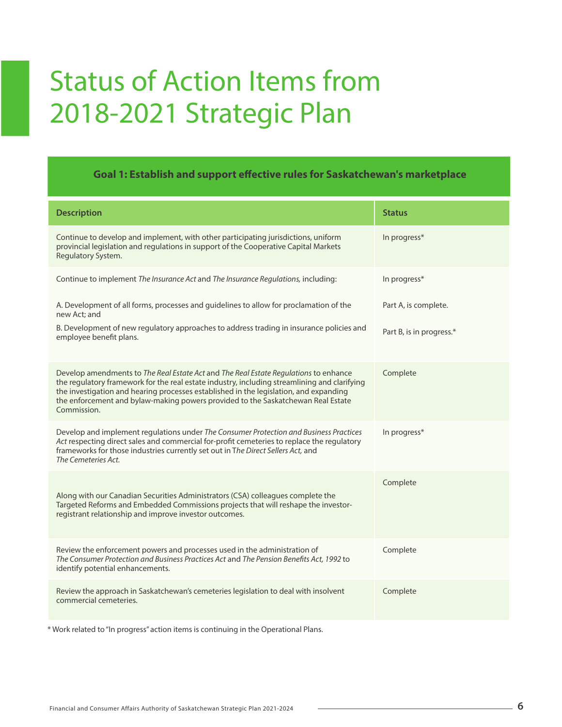# Status of Action Items from 2018-2021 Strategic Plan

## Goal 1: Establish and support effective rules for Saskatchewan's marketplace

| Description | Status |
|---|---|
| Continue to develop and implement, with other participating jurisdictions, uniform provincial legislation and regulations in support of the Cooperative Capital Markets Regulatory System. | In progress* |
| Continue to implement *The Insurance Act* and *The Insurance Regulations,* including:<br><br>A. Development of all forms, processes and guidelines to allow for proclamation of the new Act; and<br><br>B. Development of new regulatory approaches to address trading in insurance policies and employee benefit plans. | In progress*<br><br>Part A, is complete.<br><br>Part B, is in progress.* |
| Develop amendments to *The Real Estate Act* and *The Real Estate Regulations* to enhance the regulatory framework for the real estate industry, including streamlining and clarifying the investigation and hearing processes established in the legislation, and expanding the enforcement and bylaw-making powers provided to the Saskatchewan Real Estate Commission. | Complete |
| Develop and implement regulations under *The Consumer Protection and Business Practices Act* respecting direct sales and commercial for-profit cemeteries to replace the regulatory frameworks for those industries currently set out in T*he Direct Sellers Act,* and *The Cemeteries Act.* | In progress* |
| Along with our Canadian Securities Administrators (CSA) colleagues complete the Targeted Reforms and Embedded Commissions projects that will reshape the investor-registrant relationship and improve investor outcomes. | Complete |
| Review the enforcement powers and processes used in the administration of *The Consumer Protection and Business Practices Act* and *The Pension Benefits Act, 1992* to identify potential enhancements. | Complete |
| Review the approach in Saskatchewan's cemeteries legislation to deal with insolvent commercial cemeteries. | Complete |

* Work related to "In progress" action items is continuing in the Operational Plans.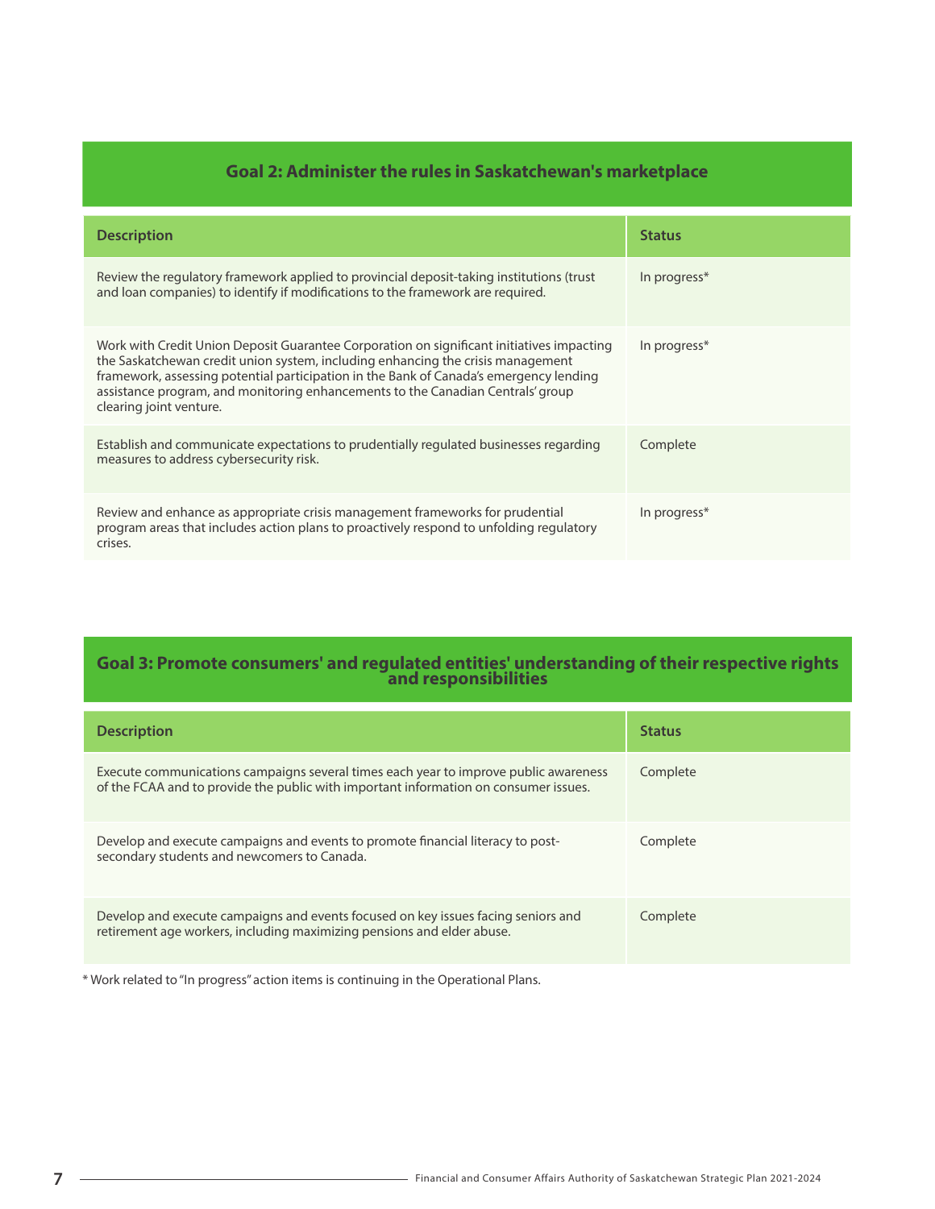## Goal 2: Administer the rules in Saskatchewan's marketplace

| Description | Status |
| --- | --- |
| Review the regulatory framework applied to provincial deposit-taking institutions (trust and loan companies) to identify if modifications to the framework are required. | In progress* |
| Work with Credit Union Deposit Guarantee Corporation on significant initiatives impacting the Saskatchewan credit union system, including enhancing the crisis management framework, assessing potential participation in the Bank of Canada's emergency lending assistance program, and monitoring enhancements to the Canadian Centrals' group clearing joint venture. | In progress* |
| Establish and communicate expectations to prudentially regulated businesses regarding measures to address cybersecurity risk. | Complete |
| Review and enhance as appropriate crisis management frameworks for prudential program areas that includes action plans to proactively respond to unfolding regulatory crises. | In progress* |

## Goal 3: Promote consumers' and regulated entities' understanding of their respective rights and responsibilities

| Description | Status |
| --- | --- |
| Execute communications campaigns several times each year to improve public awareness of the FCAA and to provide the public with important information on consumer issues. | Complete |
| Develop and execute campaigns and events to promote financial literacy to post-secondary students and newcomers to Canada. | Complete |
| Develop and execute campaigns and events focused on key issues facing seniors and retirement age workers, including maximizing pensions and elder abuse. | Complete |

* Work related to "In progress" action items is continuing in the Operational Plans.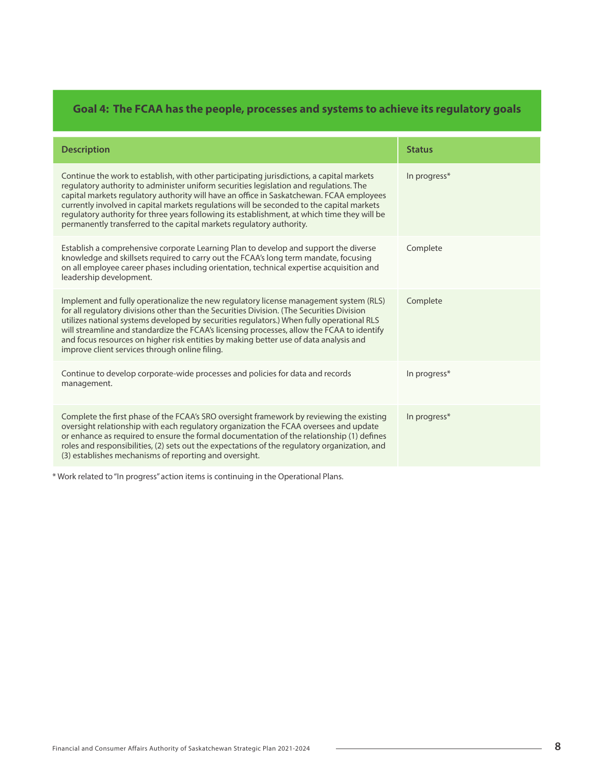## Goal 4: The FCAA has the people, processes and systems to achieve its regulatory goals

| Description | Status |
| --- | --- |
| Continue the work to establish, with other participating jurisdictions, a capital markets regulatory authority to administer uniform securities legislation and regulations. The capital markets regulatory authority will have an office in Saskatchewan. FCAA employees currently involved in capital markets regulations will be seconded to the capital markets regulatory authority for three years following its establishment, at which time they will be permanently transferred to the capital markets regulatory authority. | In progress* |
| Establish a comprehensive corporate Learning Plan to develop and support the diverse knowledge and skillsets required to carry out the FCAA's long term mandate, focusing on all employee career phases including orientation, technical expertise acquisition and leadership development. | Complete |
| Implement and fully operationalize the new regulatory license management system (RLS) for all regulatory divisions other than the Securities Division. (The Securities Division utilizes national systems developed by securities regulators.) When fully operational RLS will streamline and standardize the FCAA's licensing processes, allow the FCAA to identify and focus resources on higher risk entities by making better use of data analysis and improve client services through online filing. | Complete |
| Continue to develop corporate-wide processes and policies for data and records management. | In progress* |
| Complete the first phase of the FCAA's SRO oversight framework by reviewing the existing oversight relationship with each regulatory organization the FCAA oversees and update or enhance as required to ensure the formal documentation of the relationship (1) defines roles and responsibilities, (2) sets out the expectations of the regulatory organization, and (3) establishes mechanisms of reporting and oversight. | In progress* |

* Work related to "In progress" action items is continuing in the Operational Plans.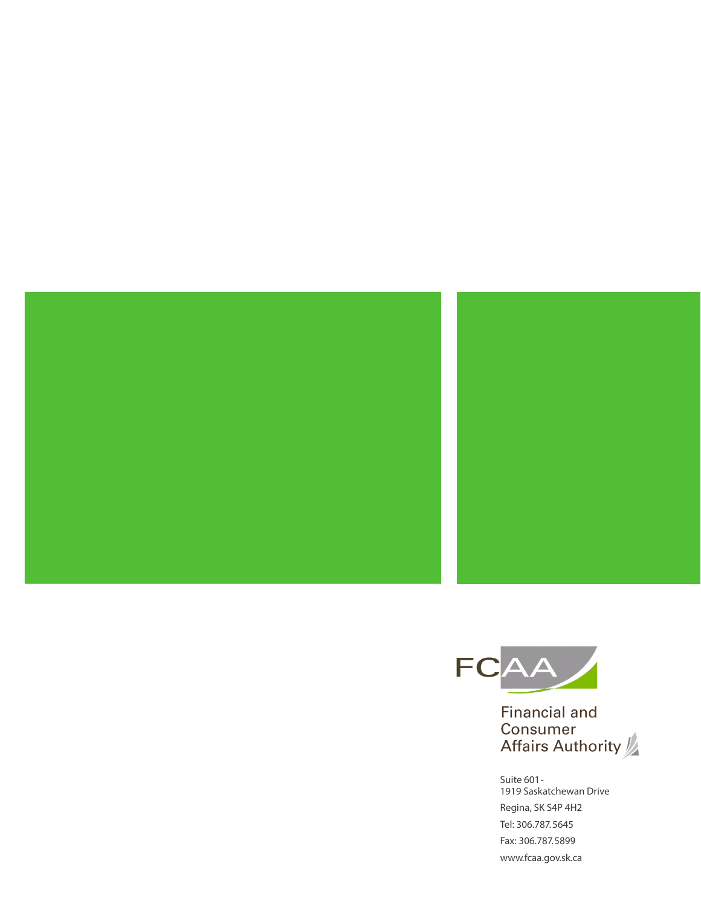FCAA

Financial and Consumer Affairs Authority

Suite 601 -
1919 Saskatchewan Drive

Regina, SK S4P 4H2

Tel: 306.787.5645

Fax: 306.787.5899

www.fcaa.gov.sk.ca